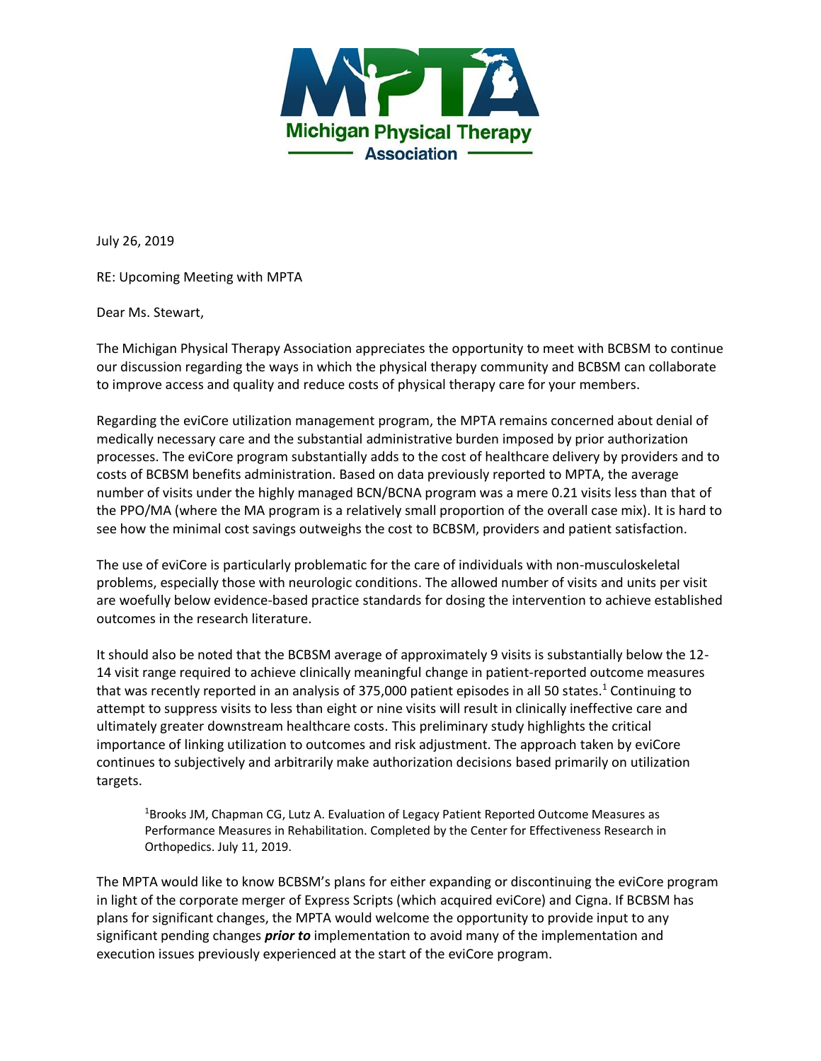Michigan Physical Therapy Association

July 26, 2019

RE: Upcoming Meeting with MPTA

Dear Ms. Stewart,

The Michigan Physical Therapy Association appreciates the opportunity to meet with BCBSM to continue our discussion regarding the ways in which the physical therapy community and BCBSM can collaborate to improve access and quality and reduce costs of physical therapy care for your members.

Regarding the eviCore utilization management program, the MPTA remains concerned about denial of medically necessary care and the substantial administrative burden imposed by prior authorization processes. The eviCore program substantially adds to the cost of healthcare delivery by providers and to costs of BCBSM benefits administration. Based on data previously reported to MPTA, the average number of visits under the highly managed BCN/BCNA program was a mere 0.21 visits less than that of the PPO/MA (where the MA program is a relatively small proportion of the overall case mix). It is hard to see how the minimal cost savings outweighs the cost to BCBSM, providers and patient satisfaction.

The use of eviCore is particularly problematic for the care of individuals with non-musculoskeletal problems, especially those with neurologic conditions. The allowed number of visits and units per visit are woefully below evidence-based practice standards for dosing the intervention to achieve established outcomes in the research literature.

It should also be noted that the BCBSM average of approximately 9 visits is substantially below the 12-14 visit range required to achieve clinically meaningful change in patient-reported outcome measures that was recently reported in an analysis of 375,000 patient episodes in all 50 states.[1] Continuing to attempt to suppress visits to less than eight or nine visits will result in clinically ineffective care and ultimately greater downstream healthcare costs. This preliminary study highlights the critical importance of linking utilization to outcomes and risk adjustment. The approach taken by eviCore continues to subjectively and arbitrarily make authorization decisions based primarily on utilization targets.

> [1]Brooks JM, Chapman CG, Lutz A. Evaluation of Legacy Patient Reported Outcome Measures as Performance Measures in Rehabilitation. Completed by the Center for Effectiveness Research in Orthopedics. July 11, 2019.

The MPTA would like to know BCBSM's plans for either expanding or discontinuing the eviCore program in light of the corporate merger of Express Scripts (which acquired eviCore) and Cigna. If BCBSM has plans for significant changes, the MPTA would welcome the opportunity to provide input to any significant pending changes ***prior to*** implementation to avoid many of the implementation and execution issues previously experienced at the start of the eviCore program.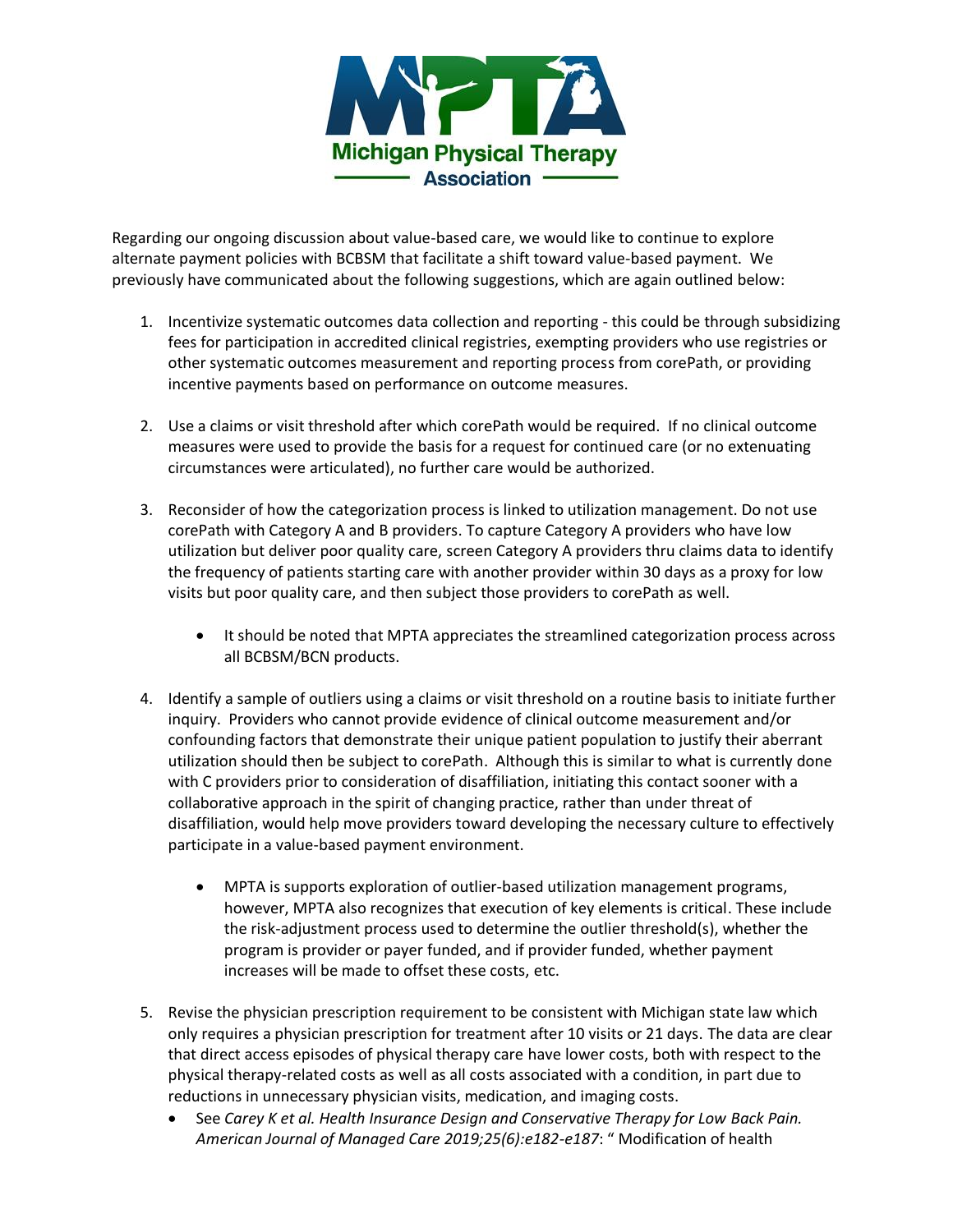Regarding our ongoing discussion about value-based care, we would like to continue to explore alternate payment policies with BCBSM that facilitate a shift toward value-based payment. We previously have communicated about the following suggestions, which are again outlined below:

1. Incentivize systematic outcomes data collection and reporting - this could be through subsidizing fees for participation in accredited clinical registries, exempting providers who use registries or other systematic outcomes measurement and reporting process from corePath, or providing incentive payments based on performance on outcome measures.

2. Use a claims or visit threshold after which corePath would be required. If no clinical outcome measures were used to provide the basis for a request for continued care (or no extenuating circumstances were articulated), no further care would be authorized.

3. Reconsider of how the categorization process is linked to utilization management. Do not use corePath with Category A and B providers. To capture Category A providers who have low utilization but deliver poor quality care, screen Category A providers thru claims data to identify the frequency of patients starting care with another provider within 30 days as a proxy for low visits but poor quality care, and then subject those providers to corePath as well.

   - It should be noted that MPTA appreciates the streamlined categorization process across all BCBSM/BCN products.

4. Identify a sample of outliers using a claims or visit threshold on a routine basis to initiate further inquiry. Providers who cannot provide evidence of clinical outcome measurement and/or confounding factors that demonstrate their unique patient population to justify their aberrant utilization should then be subject to corePath. Although this is similar to what is currently done with C providers prior to consideration of disaffiliation, initiating this contact sooner with a collaborative approach in the spirit of changing practice, rather than under threat of disaffiliation, would help move providers toward developing the necessary culture to effectively participate in a value-based payment environment.

   - MPTA is supports exploration of outlier-based utilization management programs, however, MPTA also recognizes that execution of key elements is critical. These include the risk-adjustment process used to determine the outlier threshold(s), whether the program is provider or payer funded, and if provider funded, whether payment increases will be made to offset these costs, etc.

5. Revise the physician prescription requirement to be consistent with Michigan state law which only requires a physician prescription for treatment after 10 visits or 21 days. The data are clear that direct access episodes of physical therapy care have lower costs, both with respect to the physical therapy-related costs as well as all costs associated with a condition, in part due to reductions in unnecessary physician visits, medication, and imaging costs.
   - See *Carey K et al. Health Insurance Design and Conservative Therapy for Low Back Pain. American Journal of Managed Care 2019;25(6):e182-e187*: " Modification of health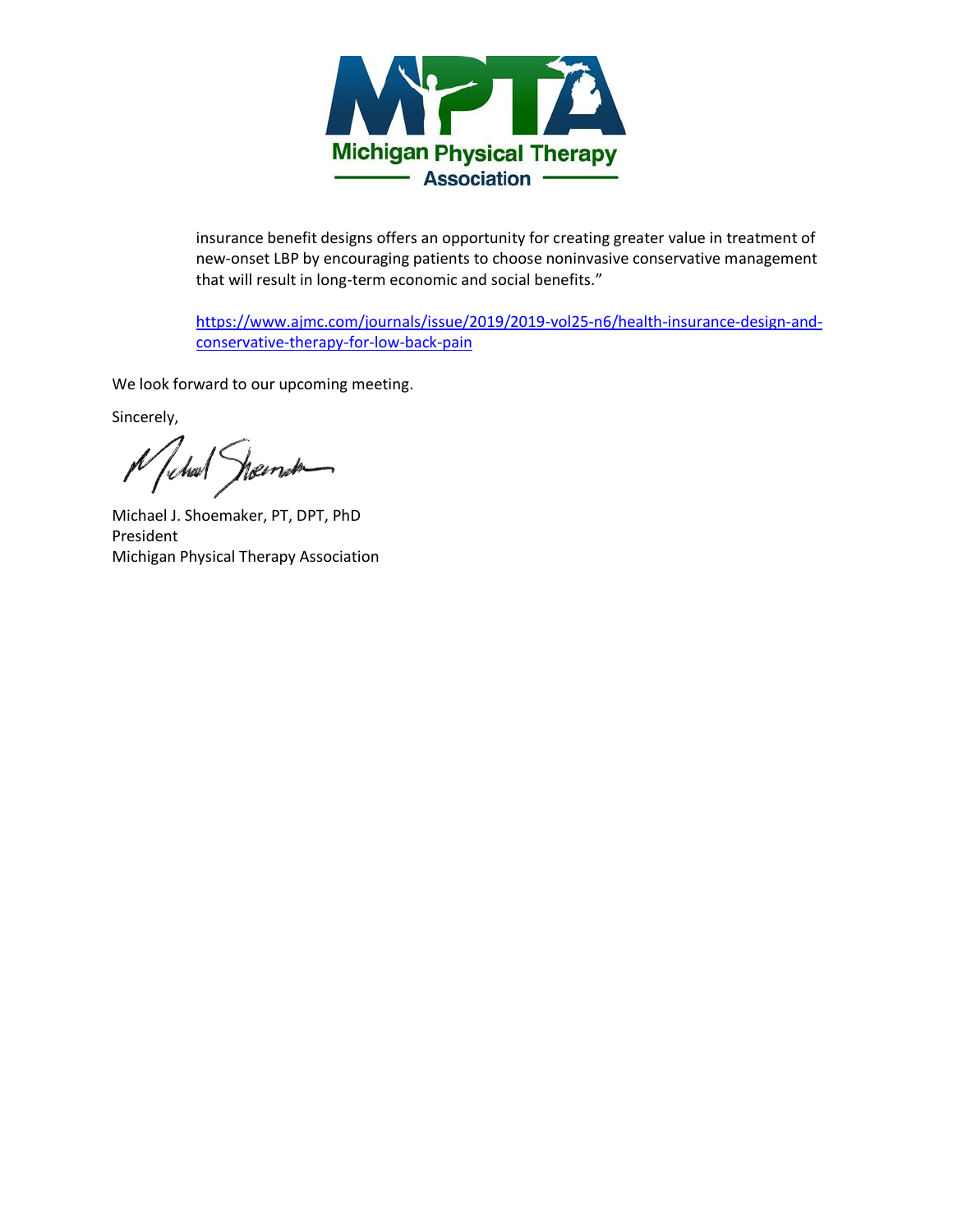insurance benefit designs offers an opportunity for creating greater value in treatment of new-onset LBP by encouraging patients to choose noninvasive conservative management that will result in long-term economic and social benefits."

https://www.ajmc.com/journals/issue/2019/2019-vol25-n6/health-insurance-design-and-conservative-therapy-for-low-back-pain

We look forward to our upcoming meeting.

Sincerely,

Michael J. Shoemaker, PT, DPT, PhD
President
Michigan Physical Therapy Association